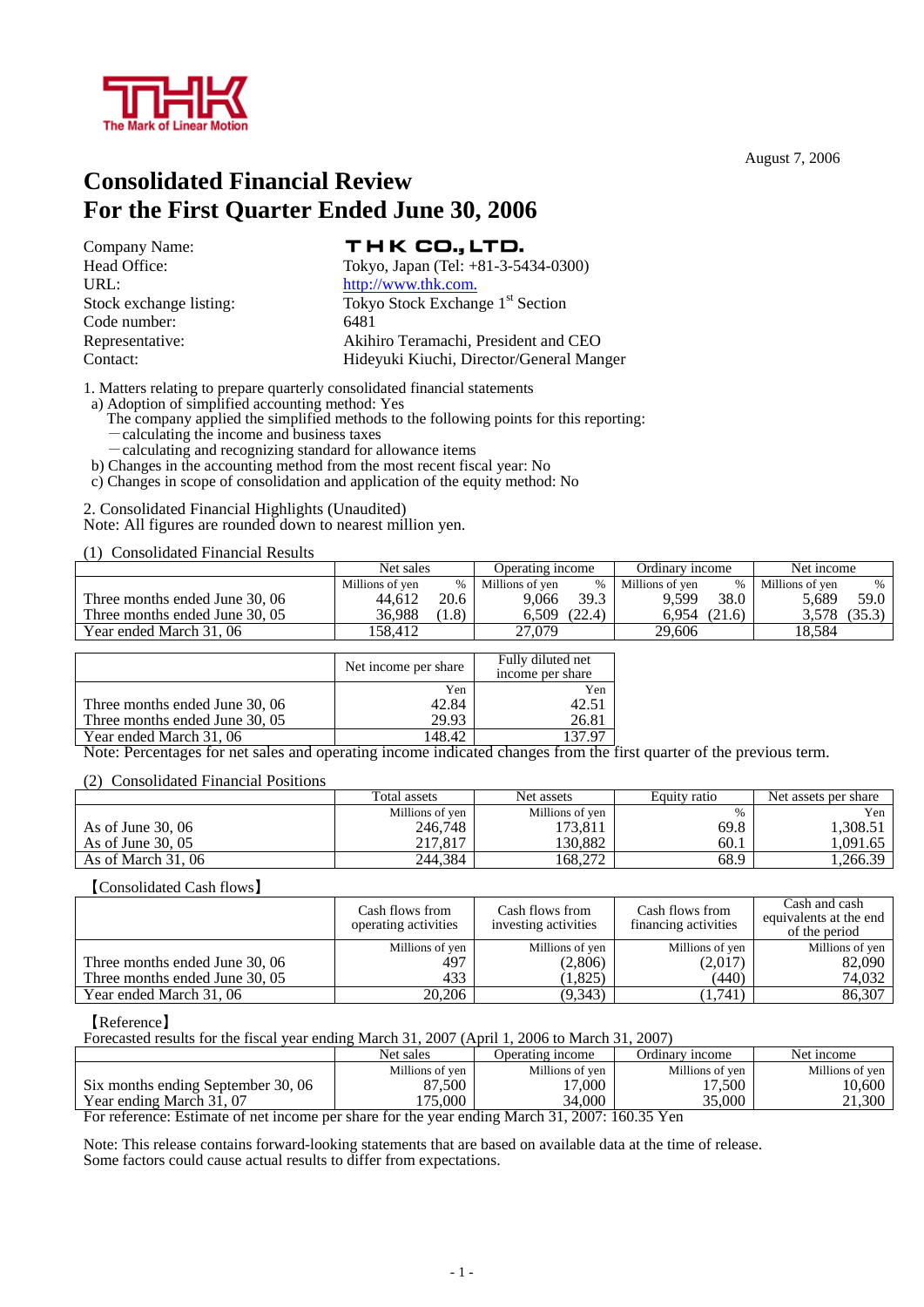August 7, 2006

# Consolidated Financial Review
# For the First Quarter Ended June 30, 2006

| | |
|---|---|
| Company Name: | THK CO., LTD. |
| Head Office: | Tokyo, Japan (Tel: +81-3-5434-0300) |
| URL: | http://www.thk.com. |
| Stock exchange listing: | Tokyo Stock Exchange 1st Section |
| Code number: | 6481 |
| Representative: | Akihiro Teramachi, President and CEO |
| Contact: | Hideyuki Kiuchi, Director/General Manger |

1. Matters relating to prepare quarterly consolidated financial statements
   a) Adoption of simplified accounting method: Yes
      The company applied the simplified methods to the following points for this reporting:
      －calculating the income and business taxes
      －calculating and recognizing standard for allowance items
   b) Changes in the accounting method from the most recent fiscal year: No
   c) Changes in scope of consolidation and application of the equity method: No

2. Consolidated Financial Highlights (Unaudited)
Note: All figures are rounded down to nearest million yen.

(1) Consolidated Financial Results

| | Net sales | | Operating income | | Ordinary income | | Net income | |
|---|---|---|---|---|---|---|---|---|
| | Millions of yen | % | Millions of yen | % | Millions of yen | % | Millions of yen | % |
| Three months ended June 30, 06 | 44,612 | 20.6 | 9,066 | 39.3 | 9,599 | 38.0 | 5,689 | 59.0 |
| Three months ended June 30, 05 | 36,988 | (1.8) | 6,509 | (22.4) | 6,954 | (21.6) | 3,578 | (35.3) |
| Year ended March 31, 06 | 158,412 | | 27,079 | | 29,606 | | 18,584 | |

| | Net income per share | Fully diluted net income per share |
|---|---|---|
| | Yen | Yen |
| Three months ended June 30, 06 | 42.84 | 42.51 |
| Three months ended June 30, 05 | 29.93 | 26.81 |
| Year ended March 31, 06 | 148.42 | 137.97 |

Note: Percentages for net sales and operating income indicated changes from the first quarter of the previous term.

(2) Consolidated Financial Positions

| | Total assets | Net assets | Equity ratio | Net assets per share |
|---|---|---|---|---|
| | Millions of yen | Millions of yen | % | Yen |
| As of June 30, 06 | 246,748 | 173,811 | 69.8 | 1,308.51 |
| As of June 30, 05 | 217,817 | 130,882 | 60.1 | 1,091.65 |
| As of March 31, 06 | 244,384 | 168,272 | 68.9 | 1,266.39 |

【Consolidated Cash flows】

| | Cash flows from operating activities | Cash flows from investing activities | Cash flows from financing activities | Cash and cash equivalents at the end of the period |
|---|---|---|---|---|
| | Millions of yen | Millions of yen | Millions of yen | Millions of yen |
| Three months ended June 30, 06 | 497 | (2,806) | (2,017) | 82,090 |
| Three months ended June 30, 05 | 433 | (1,825) | (440) | 74,032 |
| Year ended March 31, 06 | 20,206 | (9,343) | (1,741) | 86,307 |

【Reference】
Forecasted results for the fiscal year ending March 31, 2007 (April 1, 2006 to March 31, 2007)

| | Net sales | Operating income | Ordinary income | Net income |
|---|---|---|---|---|
| | Millions of yen | Millions of yen | Millions of yen | Millions of yen |
| Six months ending September 30, 06 | 87,500 | 17,000 | 17,500 | 10,600 |
| Year ending March 31, 07 | 175,000 | 34,000 | 35,000 | 21,300 |

For reference: Estimate of net income per share for the year ending March 31, 2007: 160.35 Yen

Note: This release contains forward-looking statements that are based on available data at the time of release.
Some factors could cause actual results to differ from expectations.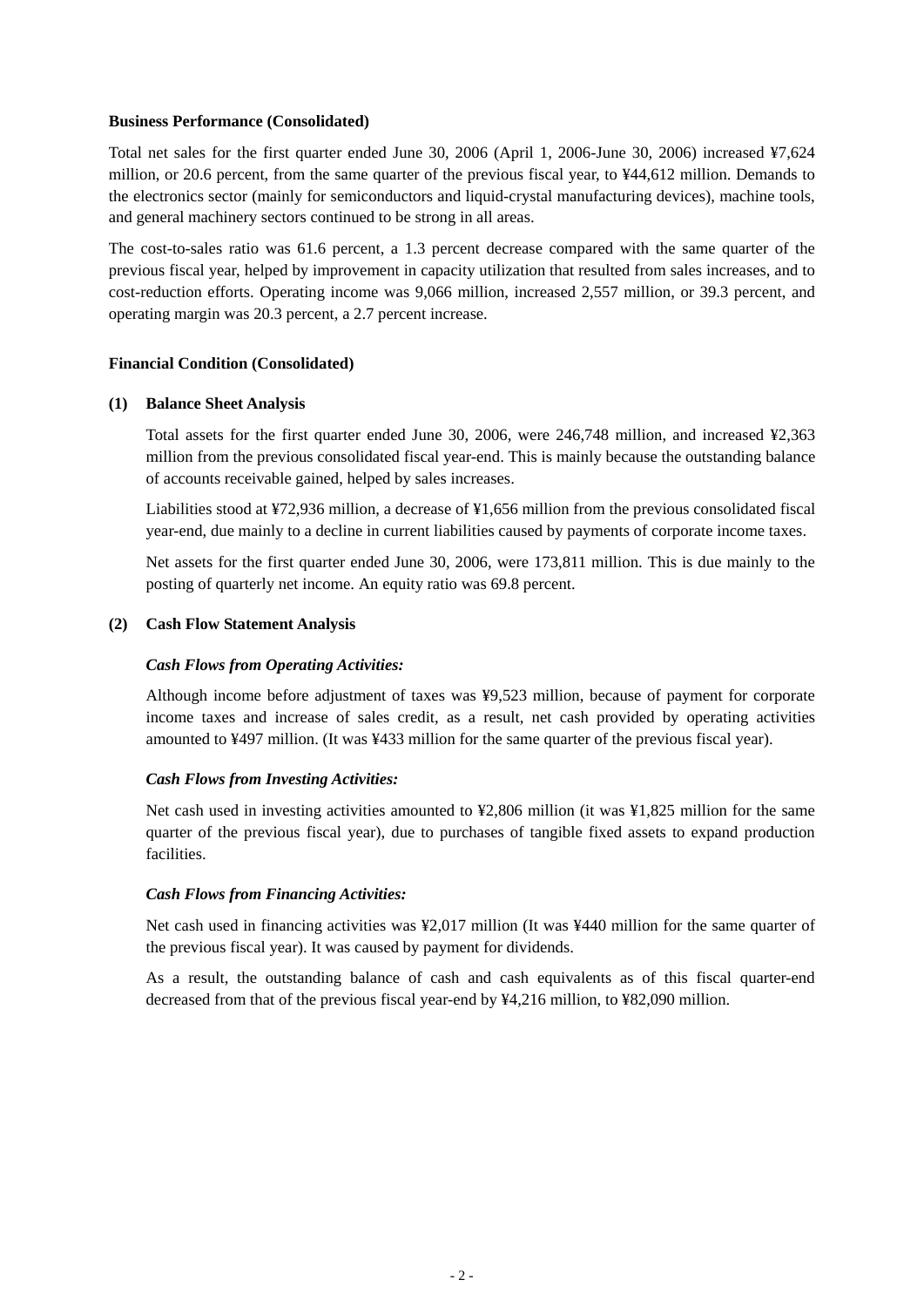**Business Performance (Consolidated)**

Total net sales for the first quarter ended June 30, 2006 (April 1, 2006-June 30, 2006) increased ¥7,624 million, or 20.6 percent, from the same quarter of the previous fiscal year, to ¥44,612 million. Demands to the electronics sector (mainly for semiconductors and liquid-crystal manufacturing devices), machine tools, and general machinery sectors continued to be strong in all areas.

The cost-to-sales ratio was 61.6 percent, a 1.3 percent decrease compared with the same quarter of the previous fiscal year, helped by improvement in capacity utilization that resulted from sales increases, and to cost-reduction efforts. Operating income was 9,066 million, increased 2,557 million, or 39.3 percent, and operating margin was 20.3 percent, a 2.7 percent increase.

**Financial Condition (Consolidated)**

**(1) Balance Sheet Analysis**

Total assets for the first quarter ended June 30, 2006, were 246,748 million, and increased ¥2,363 million from the previous consolidated fiscal year-end. This is mainly because the outstanding balance of accounts receivable gained, helped by sales increases.

Liabilities stood at ¥72,936 million, a decrease of ¥1,656 million from the previous consolidated fiscal year-end, due mainly to a decline in current liabilities caused by payments of corporate income taxes.

Net assets for the first quarter ended June 30, 2006, were 173,811 million. This is due mainly to the posting of quarterly net income. An equity ratio was 69.8 percent.

**(2) Cash Flow Statement Analysis**

***Cash Flows from Operating Activities:***

Although income before adjustment of taxes was ¥9,523 million, because of payment for corporate income taxes and increase of sales credit, as a result, net cash provided by operating activities amounted to ¥497 million. (It was ¥433 million for the same quarter of the previous fiscal year).

***Cash Flows from Investing Activities:***

Net cash used in investing activities amounted to ¥2,806 million (it was ¥1,825 million for the same quarter of the previous fiscal year), due to purchases of tangible fixed assets to expand production facilities.

***Cash Flows from Financing Activities:***

Net cash used in financing activities was ¥2,017 million (It was ¥440 million for the same quarter of the previous fiscal year). It was caused by payment for dividends.

As a result, the outstanding balance of cash and cash equivalents as of this fiscal quarter-end decreased from that of the previous fiscal year-end by ¥4,216 million, to ¥82,090 million.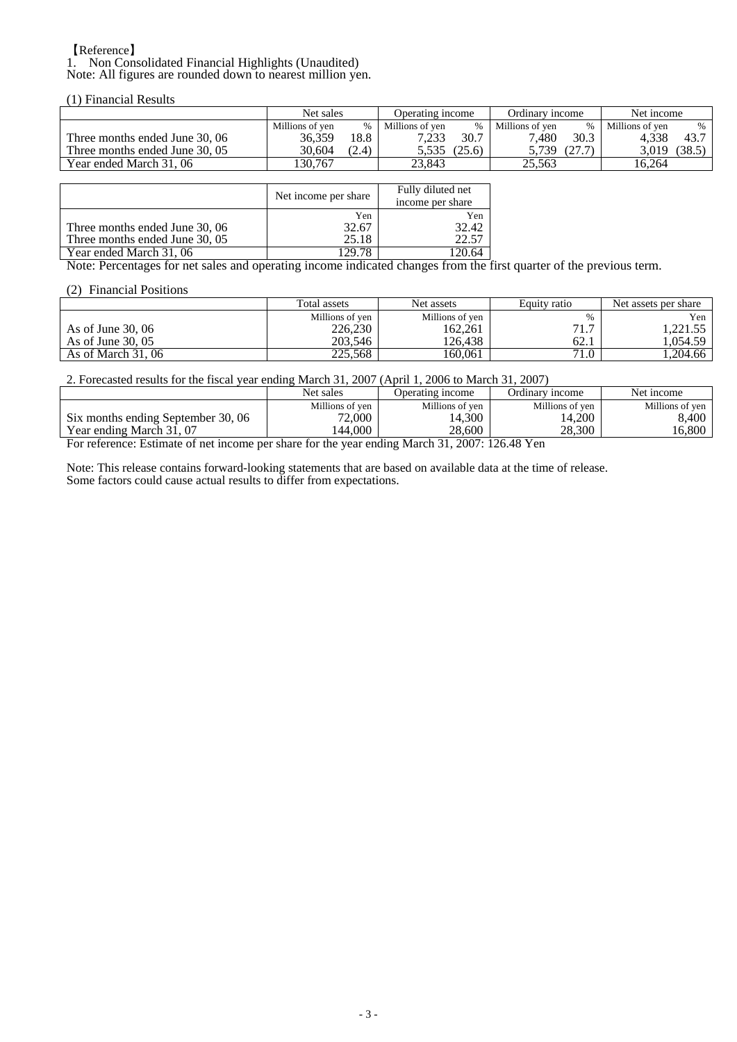【Reference】

1. Non Consolidated Financial Highlights (Unaudited)

Note: All figures are rounded down to nearest million yen.

(1) Financial Results

| | Net sales | | Operating income | | Ordinary income | | Net income | |
|---|---|---|---|---|---|---|---|---|
| | Millions of yen | % | Millions of yen | % | Millions of yen | % | Millions of yen | % |
| Three months ended June 30, 06 | 36,359 | 18.8 | 7,233 | 30.7 | 7,480 | 30.3 | 4,338 | 43.7 |
| Three months ended June 30, 05 | 30,604 | (2.4) | 5,535 | (25.6) | 5,739 | (27.7) | 3,019 | (38.5) |
| Year ended March 31, 06 | 130,767 | | 23,843 | | 25,563 | | 16,264 | |

| | Net income per share | Fully diluted net income per share |
|---|---|---|
| | Yen | Yen |
| Three months ended June 30, 06 | 32.67 | 32.42 |
| Three months ended June 30, 05 | 25.18 | 22.57 |
| Year ended March 31, 06 | 129.78 | 120.64 |

Note: Percentages for net sales and operating income indicated changes from the first quarter of the previous term.

(2) Financial Positions

| | Total assets | Net assets | Equity ratio | Net assets per share |
|---|---|---|---|---|
| | Millions of yen | Millions of yen | % | Yen |
| As of June 30, 06 | 226,230 | 162,261 | 71.7 | 1,221.55 |
| As of June 30, 05 | 203,546 | 126,438 | 62.1 | 1,054.59 |
| As of March 31, 06 | 225,568 | 160,061 | 71.0 | 1,204.66 |

2. Forecasted results for the fiscal year ending March 31, 2007 (April 1, 2006 to March 31, 2007)

| | Net sales | Operating income | Ordinary income | Net income |
|---|---|---|---|---|
| | Millions of yen | Millions of yen | Millions of yen | Millions of yen |
| Six months ending September 30, 06 | 72,000 | 14,300 | 14,200 | 8,400 |
| Year ending March 31, 07 | 144,000 | 28,600 | 28,300 | 16,800 |

For reference: Estimate of net income per share for the year ending March 31, 2007: 126.48 Yen

Note: This release contains forward-looking statements that are based on available data at the time of release.
Some factors could cause actual results to differ from expectations.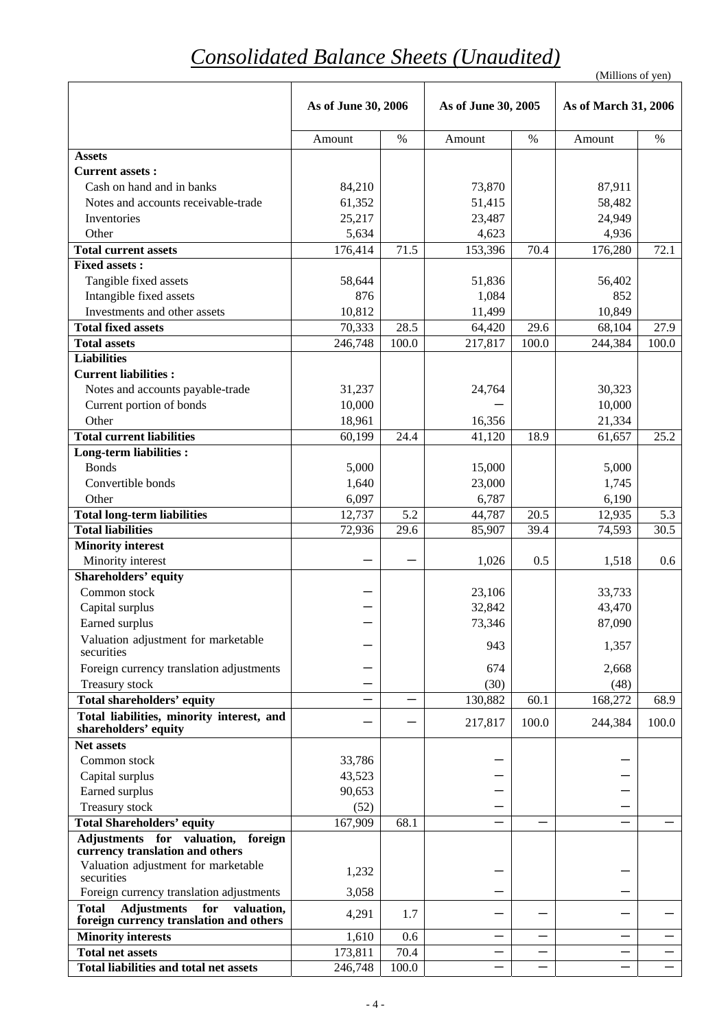# *Consolidated Balance Sheets (Unaudited)*

(Millions of yen)

| | As of June 30, 2006 | | As of June 30, 2005 | | As of March 31, 2006 | |
|---|---|---|---|---|---|---|
| | Amount | % | Amount | % | Amount | % |
| **Assets** | | | | | | |
| **Current assets :** | | | | | | |
| Cash on hand and in banks | 84,210 | | 73,870 | | 87,911 | |
| Notes and accounts receivable-trade | 61,352 | | 51,415 | | 58,482 | |
| Inventories | 25,217 | | 23,487 | | 24,949 | |
| Other | 5,634 | | 4,623 | | 4,936 | |
| **Total current assets** | 176,414 | 71.5 | 153,396 | 70.4 | 176,280 | 72.1 |
| **Fixed assets :** | | | | | | |
| Tangible fixed assets | 58,644 | | 51,836 | | 56,402 | |
| Intangible fixed assets | 876 | | 1,084 | | 852 | |
| Investments and other assets | 10,812 | | 11,499 | | 10,849 | |
| **Total fixed assets** | 70,333 | 28.5 | 64,420 | 29.6 | 68,104 | 27.9 |
| **Total assets** | 246,748 | 100.0 | 217,817 | 100.0 | 244,384 | 100.0 |
| **Liabilities** | | | | | | |
| **Current liabilities :** | | | | | | |
| Notes and accounts payable-trade | 31,237 | | 24,764 | | 30,323 | |
| Current portion of bonds | 10,000 | | — | | 10,000 | |
| Other | 18,961 | | 16,356 | | 21,334 | |
| **Total current liabilities** | 60,199 | 24.4 | 41,120 | 18.9 | 61,657 | 25.2 |
| **Long-term liabilities :** | | | | | | |
| Bonds | 5,000 | | 15,000 | | 5,000 | |
| Convertible bonds | 1,640 | | 23,000 | | 1,745 | |
| Other | 6,097 | | 6,787 | | 6,190 | |
| **Total long-term liabilities** | 12,737 | 5.2 | 44,787 | 20.5 | 12,935 | 5.3 |
| **Total liabilities** | 72,936 | 29.6 | 85,907 | 39.4 | 74,593 | 30.5 |
| **Minority interest** | | | | | | |
| Minority interest | — | — | 1,026 | 0.5 | 1,518 | 0.6 |
| **Shareholders' equity** | | | | | | |
| Common stock | — | | 23,106 | | 33,733 | |
| Capital surplus | — | | 32,842 | | 43,470 | |
| Earned surplus | — | | 73,346 | | 87,090 | |
| Valuation adjustment for marketable securities | — | | 943 | | 1,357 | |
| Foreign currency translation adjustments | — | | 674 | | 2,668 | |
| Treasury stock | — | | (30) | | (48) | |
| **Total shareholders' equity** | — | — | 130,882 | 60.1 | 168,272 | 68.9 |
| **Total liabilities, minority interest, and shareholders' equity** | — | — | 217,817 | 100.0 | 244,384 | 100.0 |
| **Net assets** | | | | | | |
| Common stock | 33,786 | | — | | — | |
| Capital surplus | 43,523 | | — | | — | |
| Earned surplus | 90,653 | | — | | — | |
| Treasury stock | (52) | | — | | — | |
| **Total Shareholders' equity** | 167,909 | 68.1 | — | — | — | — |
| **Adjustments for valuation, foreign currency translation and others** | | | | | | |
| Valuation adjustment for marketable securities | 1,232 | | — | | — | |
| Foreign currency translation adjustments | 3,058 | | — | | — | |
| **Total Adjustments for valuation, foreign currency translation and others** | 4,291 | 1.7 | — | — | — | — |
| **Minority interests** | 1,610 | 0.6 | — | — | — | — |
| **Total net assets** | 173,811 | 70.4 | — | — | — | — |
| **Total liabilities and total net assets** | 246,748 | 100.0 | — | — | — | — |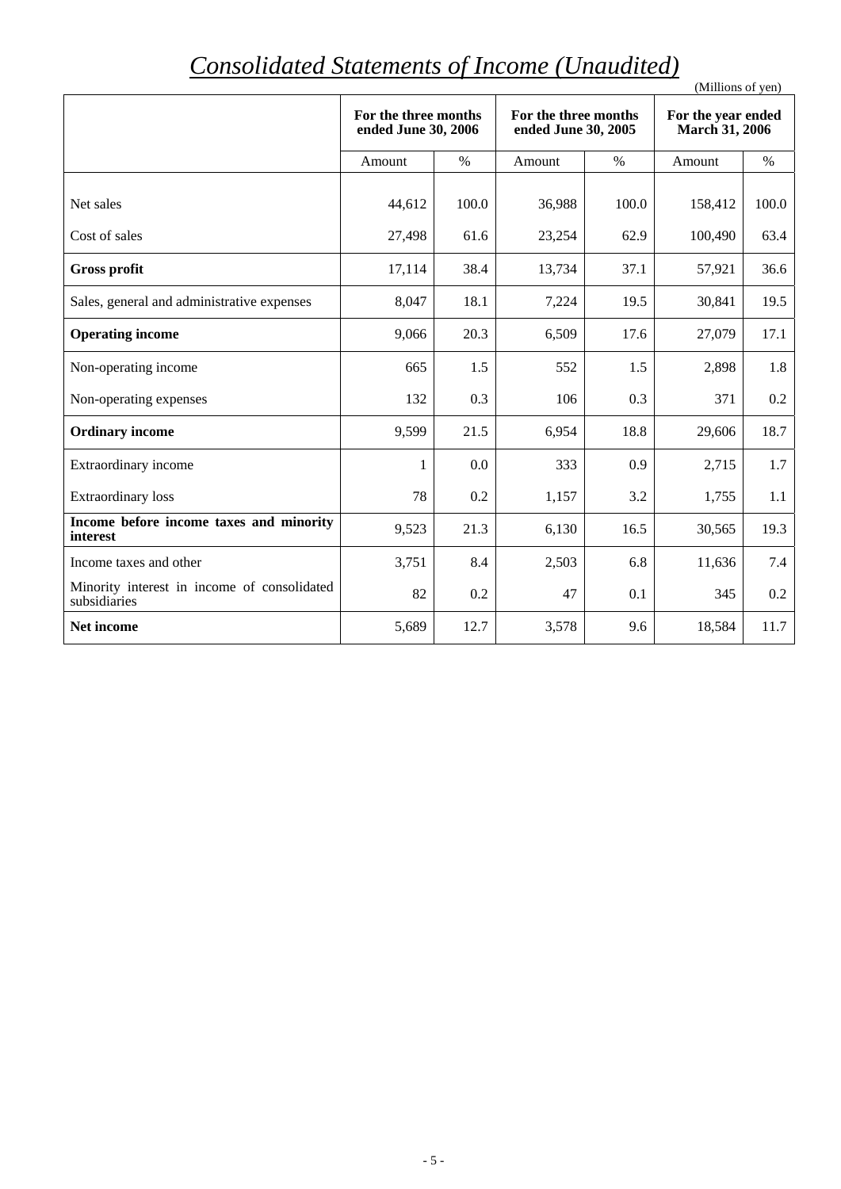# *Consolidated Statements of Income (Unaudited)*

(Millions of yen)

| | For the three months ended June 30, 2006 | | For the three months ended June 30, 2005 | | For the year ended March 31, 2006 | |
|---|---|---|---|---|---|---|
| | Amount | % | Amount | % | Amount | % |
| Net sales | 44,612 | 100.0 | 36,988 | 100.0 | 158,412 | 100.0 |
| Cost of sales | 27,498 | 61.6 | 23,254 | 62.9 | 100,490 | 63.4 |
| **Gross profit** | 17,114 | 38.4 | 13,734 | 37.1 | 57,921 | 36.6 |
| Sales, general and administrative expenses | 8,047 | 18.1 | 7,224 | 19.5 | 30,841 | 19.5 |
| **Operating income** | 9,066 | 20.3 | 6,509 | 17.6 | 27,079 | 17.1 |
| Non-operating income | 665 | 1.5 | 552 | 1.5 | 2,898 | 1.8 |
| Non-operating expenses | 132 | 0.3 | 106 | 0.3 | 371 | 0.2 |
| **Ordinary income** | 9,599 | 21.5 | 6,954 | 18.8 | 29,606 | 18.7 |
| Extraordinary income | 1 | 0.0 | 333 | 0.9 | 2,715 | 1.7 |
| Extraordinary loss | 78 | 0.2 | 1,157 | 3.2 | 1,755 | 1.1 |
| **Income before income taxes and minority interest** | 9,523 | 21.3 | 6,130 | 16.5 | 30,565 | 19.3 |
| Income taxes and other | 3,751 | 8.4 | 2,503 | 6.8 | 11,636 | 7.4 |
| Minority interest in income of consolidated subsidiaries | 82 | 0.2 | 47 | 0.1 | 345 | 0.2 |
| **Net income** | 5,689 | 12.7 | 3,578 | 9.6 | 18,584 | 11.7 |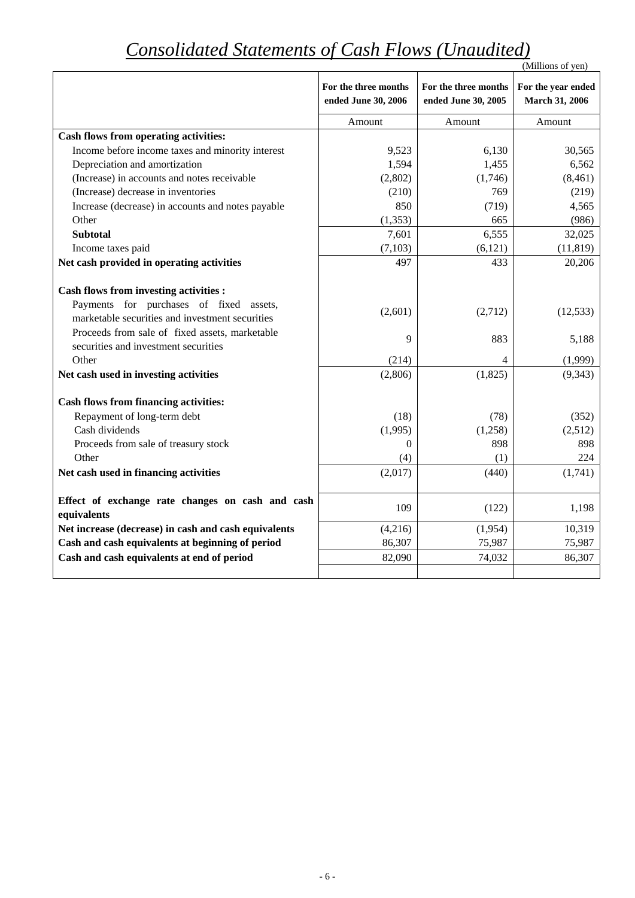# *Consolidated Statements of Cash Flows (Unaudited)*

(Millions of yen)

| | For the three months ended June 30, 2006 | For the three months ended June 30, 2005 | For the year ended March 31, 2006 |
|---|---|---|---|
| | Amount | Amount | Amount |
| **Cash flows from operating activities:** | | | |
| Income before income taxes and minority interest | 9,523 | 6,130 | 30,565 |
| Depreciation and amortization | 1,594 | 1,455 | 6,562 |
| (Increase) in accounts and notes receivable | (2,802) | (1,746) | (8,461) |
| (Increase) decrease in inventories | (210) | 769 | (219) |
| Increase (decrease) in accounts and notes payable | 850 | (719) | 4,565 |
| Other | (1,353) | 665 | (986) |
| **Subtotal** | 7,601 | 6,555 | 32,025 |
| Income taxes paid | (7,103) | (6,121) | (11,819) |
| **Net cash provided in operating activities** | 497 | 433 | 20,206 |
| **Cash flows from investing activities :** | | | |
| Payments for purchases of fixed assets, marketable securities and investment securities | (2,601) | (2,712) | (12,533) |
| Proceeds from sale of fixed assets, marketable securities and investment securities | 9 | 883 | 5,188 |
| Other | (214) | 4 | (1,999) |
| **Net cash used in investing activities** | (2,806) | (1,825) | (9,343) |
| **Cash flows from financing activities:** | | | |
| Repayment of long-term debt | (18) | (78) | (352) |
| Cash dividends | (1,995) | (1,258) | (2,512) |
| Proceeds from sale of treasury stock | 0 | 898 | 898 |
| Other | (4) | (1) | 224 |
| **Net cash used in financing activities** | (2,017) | (440) | (1,741) |
| **Effect of exchange rate changes on cash and cash equivalents** | 109 | (122) | 1,198 |
| **Net increase (decrease) in cash and cash equivalents** | (4,216) | (1,954) | 10,319 |
| **Cash and cash equivalents at beginning of period** | 86,307 | 75,987 | 75,987 |
| **Cash and cash equivalents at end of period** | 82,090 | 74,032 | 86,307 |